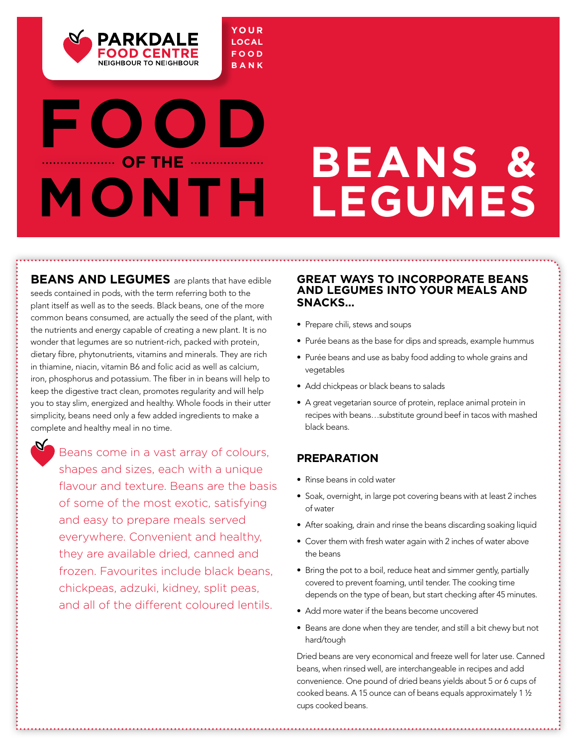PARKDALE FOOD CENTRE
NEIGHBOUR TO NEIGHBOUR

YOUR LOCAL FOOD BANK

# FOOD OF THE MONTH

# BEANS & LEGUMES

**BEANS AND LEGUMES** are plants that have edible seeds contained in pods, with the term referring both to the plant itself as well as to the seeds. Black beans, one of the more common beans consumed, are actually the seed of the plant, with the nutrients and energy capable of creating a new plant. It is no wonder that legumes are so nutrient-rich, packed with protein, dietary fibre, phytonutrients, vitamins and minerals. They are rich in thiamine, niacin, vitamin B6 and folic acid as well as calcium, iron, phosphorus and potassium. The fiber in in beans will help to keep the digestive tract clean, promotes regularity and will help you to stay slim, energized and healthy. Whole foods in their utter simplicity, beans need only a few added ingredients to make a complete and healthy meal in no time.

Beans come in a vast array of colours, shapes and sizes, each with a unique flavour and texture. Beans are the basis of some of the most exotic, satisfying and easy to prepare meals served everywhere. Convenient and healthy, they are available dried, canned and frozen. Favourites include black beans, chickpeas, adzuki, kidney, split peas, and all of the different coloured lentils.

## GREAT WAYS TO INCORPORATE BEANS AND LEGUMES INTO YOUR MEALS AND SNACKS...

- Prepare chili, stews and soups
- Purée beans as the base for dips and spreads, example hummus
- Purée beans and use as baby food adding to whole grains and vegetables
- Add chickpeas or black beans to salads
- A great vegetarian source of protein, replace animal protein in recipes with beans…substitute ground beef in tacos with mashed black beans.

## PREPARATION

- Rinse beans in cold water
- Soak, overnight, in large pot covering beans with at least 2 inches of water
- After soaking, drain and rinse the beans discarding soaking liquid
- Cover them with fresh water again with 2 inches of water above the beans
- Bring the pot to a boil, reduce heat and simmer gently, partially covered to prevent foaming, until tender. The cooking time depends on the type of bean, but start checking after 45 minutes.
- Add more water if the beans become uncovered
- Beans are done when they are tender, and still a bit chewy but not hard/tough

Dried beans are very economical and freeze well for later use. Canned beans, when rinsed well, are interchangeable in recipes and add convenience. One pound of dried beans yields about 5 or 6 cups of cooked beans. A 15 ounce can of beans equals approximately 1 ½ cups cooked beans.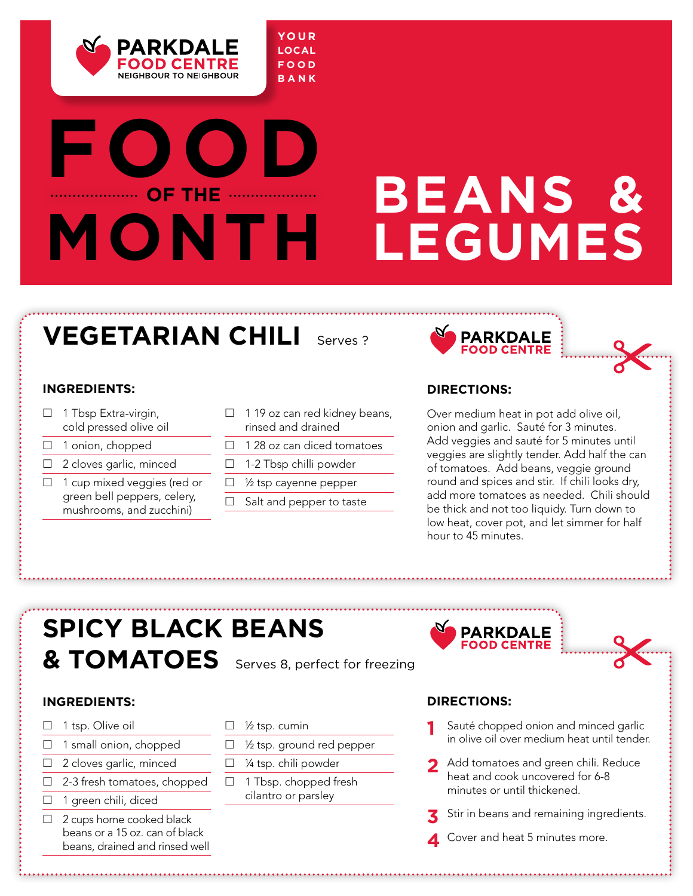PARKDALE FOOD CENTRE
NEIGHBOUR TO NEIGHBOUR

YOUR LOCAL FOOD BANK

# FOOD OF THE MONTH

# BEANS & LEGUMES

## VEGETARIAN CHILI

Serves ?

PARKDALE FOOD CENTRE

### INGREDIENTS:

- ☐ 1 Tbsp Extra-virgin, cold pressed olive oil
- ☐ 1 onion, chopped
- ☐ 2 cloves garlic, minced
- ☐ 1 cup mixed veggies (red or green bell peppers, celery, mushrooms, and zucchini)
- ☐ 1 19 oz can red kidney beans, rinsed and drained
- ☐ 1 28 oz can diced tomatoes
- ☐ 1-2 Tbsp chilli powder
- ☐ ½ tsp cayenne pepper
- ☐ Salt and pepper to taste

### DIRECTIONS:

Over medium heat in pot add olive oil, onion and garlic. Sauté for 3 minutes. Add veggies and sauté for 5 minutes until veggies are slightly tender. Add half the can of tomatoes. Add beans, veggie ground round and spices and stir. If chili looks dry, add more tomatoes as needed. Chili should be thick and not too liquidy. Turn down to low heat, cover pot, and let simmer for half hour to 45 minutes.

## SPICY BLACK BEANS & TOMATOES

Serves 8, perfect for freezing

PARKDALE FOOD CENTRE

### INGREDIENTS:

- ☐ 1 tsp. Olive oil
- ☐ 1 small onion, chopped
- ☐ 2 cloves garlic, minced
- ☐ 2-3 fresh tomatoes, chopped
- ☐ 1 green chili, diced
- ☐ 2 cups home cooked black beans or a 15 oz. can of black beans, drained and rinsed well
- ☐ ½ tsp. cumin
- ☐ ½ tsp. ground red pepper
- ☐ ¼ tsp. chili powder
- ☐ 1 Tbsp. chopped fresh cilantro or parsley

### DIRECTIONS:

1. Sauté chopped onion and minced garlic in olive oil over medium heat until tender.
2. Add tomatoes and green chili. Reduce heat and cook uncovered for 6-8 minutes or until thickened.
3. Stir in beans and remaining ingredients.
4. Cover and heat 5 minutes more.